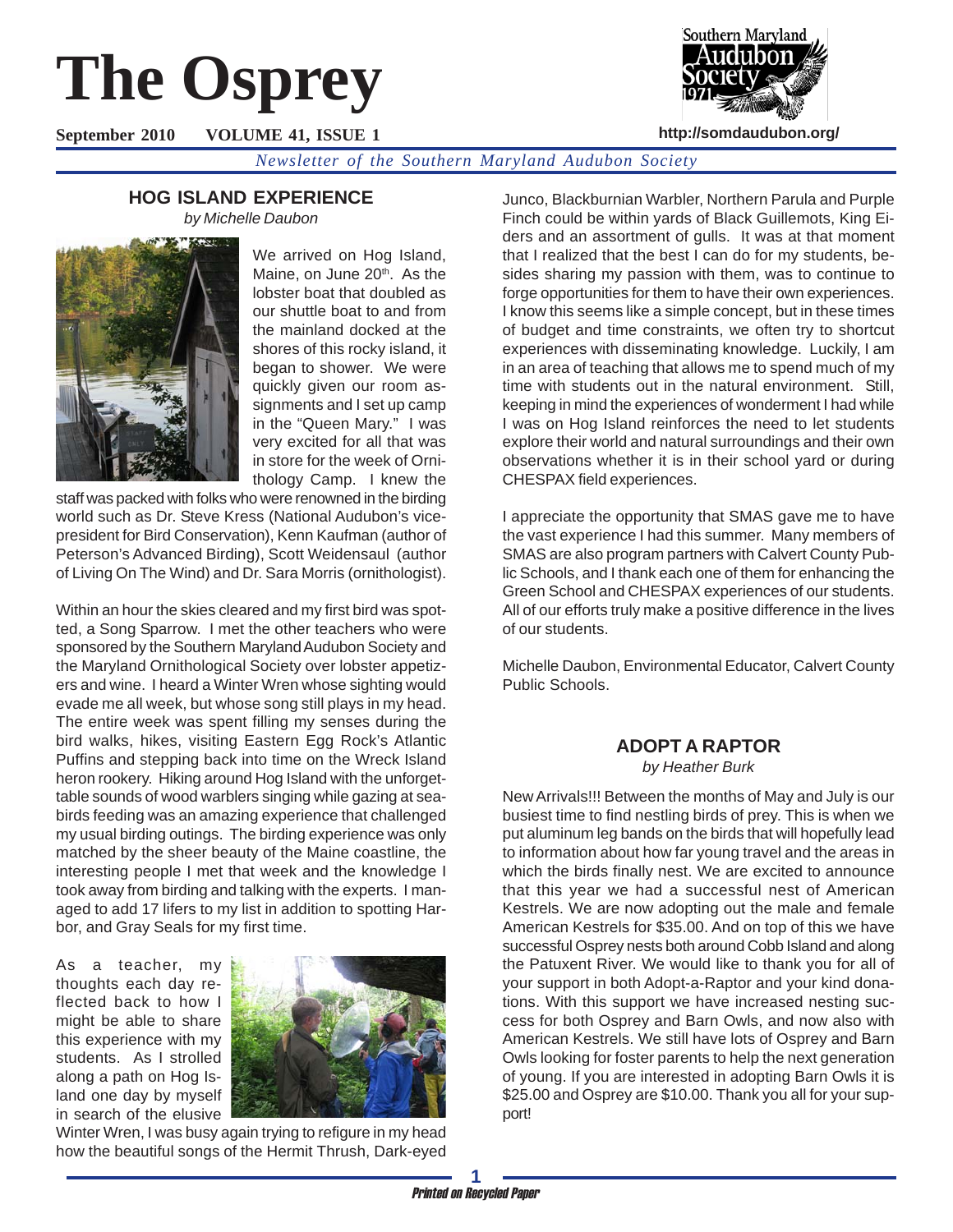# The Osprey

**September 2010 VOLUME 41, ISSUE 1**

http://somdaudubon.org/

*Newsletter of the Southern Maryland Audubon Society*

## HOG ISLAND EXPERIENCE

*by Michelle Daubon*

We arrived on Hog Island, Maine, on June 20th. As the lobster boat that doubled as our shuttle boat to and from the mainland docked at the shores of this rocky island, it began to shower. We were quickly given our room assignments and I set up camp in the "Queen Mary." I was very excited for all that was in store for the week of Ornithology Camp. I knew the staff was packed with folks who were renowned in the birding world such as Dr. Steve Kress (National Audubon's vice-president for Bird Conservation), Kenn Kaufman (author of Peterson's Advanced Birding), Scott Weidensaul (author of Living On The Wind) and Dr. Sara Morris (ornithologist).

Within an hour the skies cleared and my first bird was spotted, a Song Sparrow. I met the other teachers who were sponsored by the Southern Maryland Audubon Society and the Maryland Ornithological Society over lobster appetizers and wine. I heard a Winter Wren whose sighting would evade me all week, but whose song still plays in my head. The entire week was spent filling my senses during the bird walks, hikes, visiting Eastern Egg Rock's Atlantic Puffins and stepping back into time on the Wreck Island heron rookery. Hiking around Hog Island with the unforgettable sounds of wood warblers singing while gazing at seabirds feeding was an amazing experience that challenged my usual birding outings. The birding experience was only matched by the sheer beauty of the Maine coastline, the interesting people I met that week and the knowledge I took away from birding and talking with the experts. I managed to add 17 lifers to my list in addition to spotting Harbor, and Gray Seals for my first time.

As a teacher, my thoughts each day reflected back to how I might be able to share this experience with my students. As I strolled along a path on Hog Island one day by myself in search of the elusive Winter Wren, I was busy again trying to refigure in my head how the beautiful songs of the Hermit Thrush, Dark-eyed Junco, Blackburnian Warbler, Northern Parula and Purple Finch could be within yards of Black Guillemots, King Eiders and an assortment of gulls. It was at that moment that I realized that the best I can do for my students, besides sharing my passion with them, was to continue to forge opportunities for them to have their own experiences. I know this seems like a simple concept, but in these times of budget and time constraints, we often try to shortcut experiences with disseminating knowledge. Luckily, I am in an area of teaching that allows me to spend much of my time with students out in the natural environment. Still, keeping in mind the experiences of wonderment I had while I was on Hog Island reinforces the need to let students explore their world and natural surroundings and their own observations whether it is in their school yard or during CHESPAX field experiences.

I appreciate the opportunity that SMAS gave me to have the vast experience I had this summer. Many members of SMAS are also program partners with Calvert County Public Schools, and I thank each one of them for enhancing the Green School and CHESPAX experiences of our students. All of our efforts truly make a positive difference in the lives of our students.

Michelle Daubon, Environmental Educator, Calvert County Public Schools.

## ADOPT A RAPTOR

*by Heather Burk*

New Arrivals!!! Between the months of May and July is our busiest time to find nestling birds of prey. This is when we put aluminum leg bands on the birds that will hopefully lead to information about how far young travel and the areas in which the birds finally nest. We are excited to announce that this year we had a successful nest of American Kestrels. We are now adopting out the male and female American Kestrels for $35.00. And on top of this we have successful Osprey nests both around Cobb Island and along the Patuxent River. We would like to thank you for all of your support in both Adopt-a-Raptor and your kind donations. With this support we have increased nesting success for both Osprey and Barn Owls, and now also with American Kestrels. We still have lots of Osprey and Barn Owls looking for foster parents to help the next generation of young. If you are interested in adopting Barn Owls it is $25.00 and Osprey are $10.00. Thank you all for your support!

*Printed on Recycled Paper*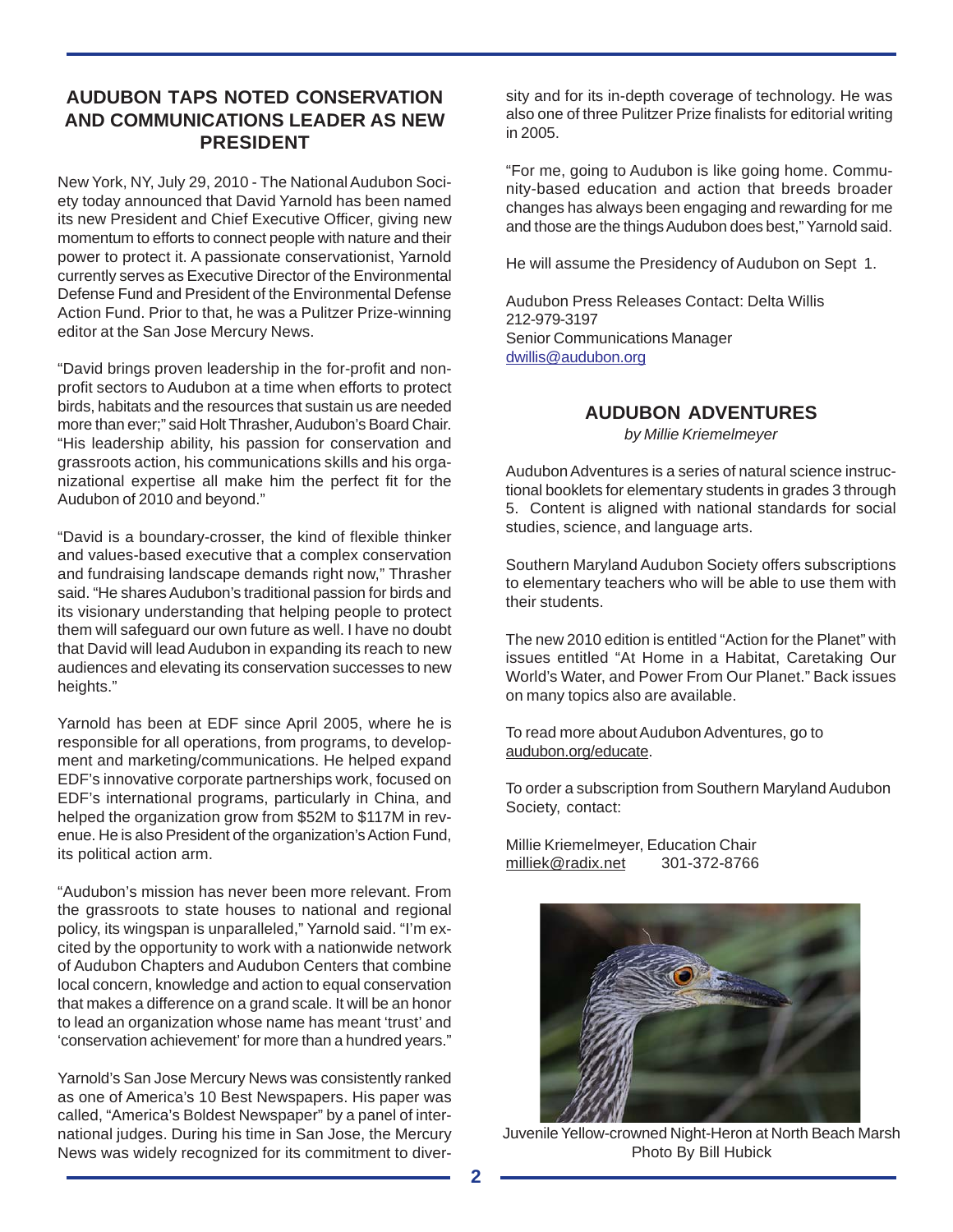## AUDUBON TAPS NOTED CONSERVATION AND COMMUNICATIONS LEADER AS NEW PRESIDENT

New York, NY, July 29, 2010 - The National Audubon Society today announced that David Yarnold has been named its new President and Chief Executive Officer, giving new momentum to efforts to connect people with nature and their power to protect it. A passionate conservationist, Yarnold currently serves as Executive Director of the Environmental Defense Fund and President of the Environmental Defense Action Fund. Prior to that, he was a Pulitzer Prize-winning editor at the San Jose Mercury News.

"David brings proven leadership in the for-profit and nonprofit sectors to Audubon at a time when efforts to protect birds, habitats and the resources that sustain us are needed more than ever;" said Holt Thrasher, Audubon's Board Chair. "His leadership ability, his passion for conservation and grassroots action, his communications skills and his organizational expertise all make him the perfect fit for the Audubon of 2010 and beyond."

"David is a boundary-crosser, the kind of flexible thinker and values-based executive that a complex conservation and fundraising landscape demands right now," Thrasher said. "He shares Audubon's traditional passion for birds and its visionary understanding that helping people to protect them will safeguard our own future as well. I have no doubt that David will lead Audubon in expanding its reach to new audiences and elevating its conservation successes to new heights."

Yarnold has been at EDF since April 2005, where he is responsible for all operations, from programs, to development and marketing/communications. He helped expand EDF's innovative corporate partnerships work, focused on EDF's international programs, particularly in China, and helped the organization grow from $52M to $117M in revenue. He is also President of the organization's Action Fund, its political action arm.

"Audubon's mission has never been more relevant. From the grassroots to state houses to national and regional policy, its wingspan is unparalleled," Yarnold said. "I'm excited by the opportunity to work with a nationwide network of Audubon Chapters and Audubon Centers that combine local concern, knowledge and action to equal conservation that makes a difference on a grand scale. It will be an honor to lead an organization whose name has meant 'trust' and 'conservation achievement' for more than a hundred years."

Yarnold's San Jose Mercury News was consistently ranked as one of America's 10 Best Newspapers. His paper was called, "America's Boldest Newspaper" by a panel of international judges. During his time in San Jose, the Mercury News was widely recognized for its commitment to diversity and for its in-depth coverage of technology. He was also one of three Pulitzer Prize finalists for editorial writing in 2005.

"For me, going to Audubon is like going home. Community-based education and action that breeds broader changes has always been engaging and rewarding for me and those are the things Audubon does best," Yarnold said.

He will assume the Presidency of Audubon on Sept 1.

Audubon Press Releases Contact: Delta Willis
212-979-3197
Senior Communications Manager
dwillis@audubon.org

## AUDUBON ADVENTURES

*by Millie Kriemelmeyer*

Audubon Adventures is a series of natural science instructional booklets for elementary students in grades 3 through 5. Content is aligned with national standards for social studies, science, and language arts.

Southern Maryland Audubon Society offers subscriptions to elementary teachers who will be able to use them with their students.

The new 2010 edition is entitled "Action for the Planet" with issues entitled "At Home in a Habitat, Caretaking Our World's Water, and Power From Our Planet." Back issues on many topics also are available.

To read more about Audubon Adventures, go to audubon.org/educate.

To order a subscription from Southern Maryland Audubon Society, contact:

Millie Kriemelmeyer, Education Chair
milliek@radix.net 301-372-8766

Juvenile Yellow-crowned Night-Heron at North Beach Marsh
Photo By Bill Hubick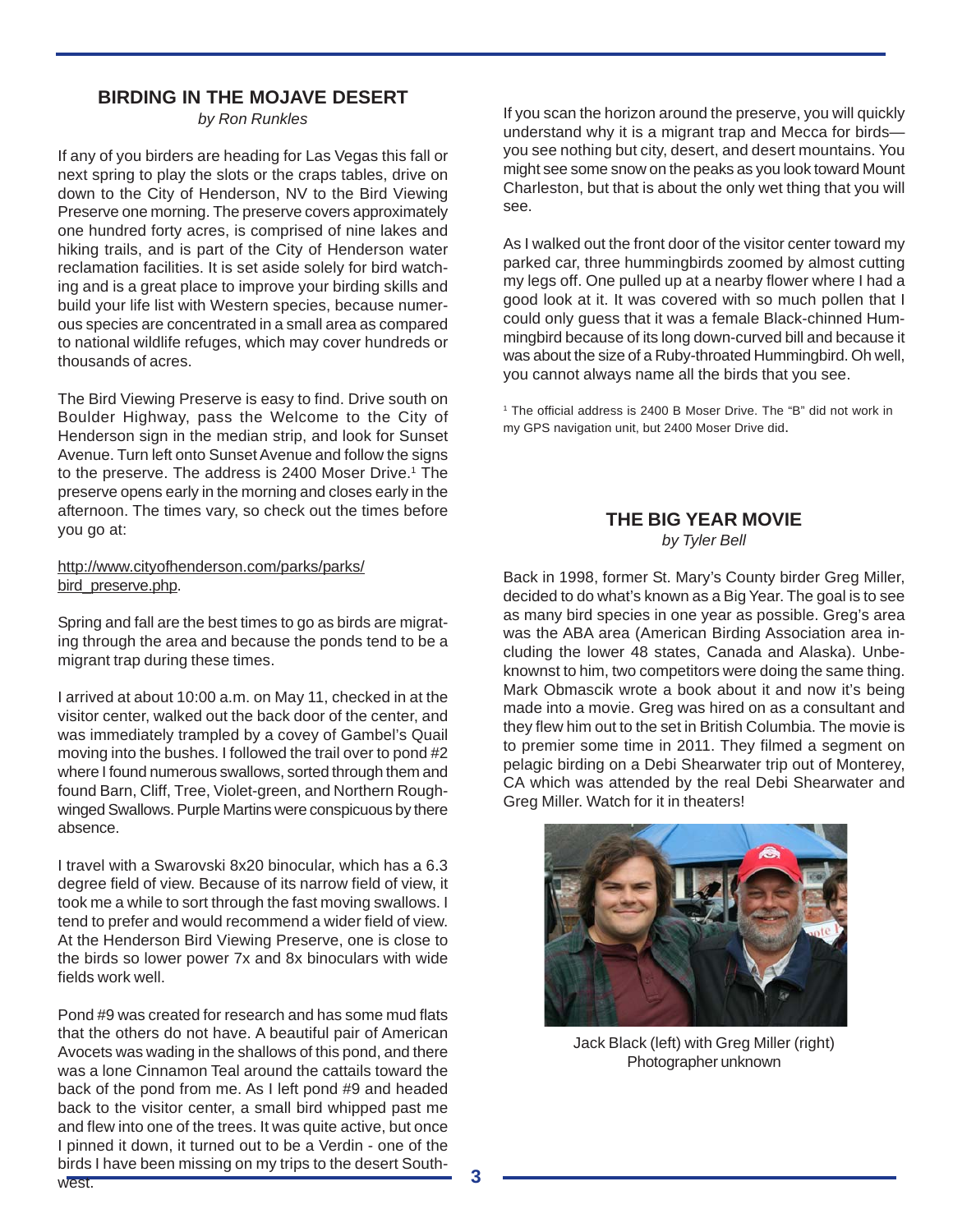## BIRDING IN THE MOJAVE DESERT

*by Ron Runkles*

If any of you birders are heading for Las Vegas this fall or next spring to play the slots or the craps tables, drive on down to the City of Henderson, NV to the Bird Viewing Preserve one morning. The preserve covers approximately one hundred forty acres, is comprised of nine lakes and hiking trails, and is part of the City of Henderson water reclamation facilities. It is set aside solely for bird watching and is a great place to improve your birding skills and build your life list with Western species, because numerous species are concentrated in a small area as compared to national wildlife refuges, which may cover hundreds or thousands of acres.

The Bird Viewing Preserve is easy to find. Drive south on Boulder Highway, pass the Welcome to the City of Henderson sign in the median strip, and look for Sunset Avenue. Turn left onto Sunset Avenue and follow the signs to the preserve. The address is 2400 Moser Drive.[1] The preserve opens early in the morning and closes early in the afternoon. The times vary, so check out the times before you go at:

http://www.cityofhenderson.com/parks/parks/bird_preserve.php.

Spring and fall are the best times to go as birds are migrating through the area and because the ponds tend to be a migrant trap during these times.

I arrived at about 10:00 a.m. on May 11, checked in at the visitor center, walked out the back door of the center, and was immediately trampled by a covey of Gambel's Quail moving into the bushes. I followed the trail over to pond #2 where I found numerous swallows, sorted through them and found Barn, Cliff, Tree, Violet-green, and Northern Rough-winged Swallows. Purple Martins were conspicuous by there absence.

I travel with a Swarovski 8x20 binocular, which has a 6.3 degree field of view. Because of its narrow field of view, it took me a while to sort through the fast moving swallows. I tend to prefer and would recommend a wider field of view. At the Henderson Bird Viewing Preserve, one is close to the birds so lower power 7x and 8x binoculars with wide fields work well.

Pond #9 was created for research and has some mud flats that the others do not have. A beautiful pair of American Avocets was wading in the shallows of this pond, and there was a lone Cinnamon Teal around the cattails toward the back of the pond from me. As I left pond #9 and headed back to the visitor center, a small bird whipped past me and flew into one of the trees. It was quite active, but once I pinned it down, it turned out to be a Verdin - one of the birds I have been missing on my trips to the desert Southwest.

If you scan the horizon around the preserve, you will quickly understand why it is a migrant trap and Mecca for birds—you see nothing but city, desert, and desert mountains. You might see some snow on the peaks as you look toward Mount Charleston, but that is about the only wet thing that you will see.

As I walked out the front door of the visitor center toward my parked car, three hummingbirds zoomed by almost cutting my legs off. One pulled up at a nearby flower where I had a good look at it. It was covered with so much pollen that I could only guess that it was a female Black-chinned Hummingbird because of its long down-curved bill and because it was about the size of a Ruby-throated Hummingbird. Oh well, you cannot always name all the birds that you see.

[1] The official address is 2400 B Moser Drive. The "B" did not work in my GPS navigation unit, but 2400 Moser Drive did.

## THE BIG YEAR MOVIE

*by Tyler Bell*

Back in 1998, former St. Mary's County birder Greg Miller, decided to do what's known as a Big Year. The goal is to see as many bird species in one year as possible. Greg's area was the ABA area (American Birding Association area including the lower 48 states, Canada and Alaska). Unbeknownst to him, two competitors were doing the same thing. Mark Obmascik wrote a book about it and now it's being made into a movie. Greg was hired on as a consultant and they flew him out to the set in British Columbia. The movie is to premier some time in 2011. They filmed a segment on pelagic birding on a Debi Shearwater trip out of Monterey, CA which was attended by the real Debi Shearwater and Greg Miller. Watch for it in theaters!

Jack Black (left) with Greg Miller (right)
Photographer unknown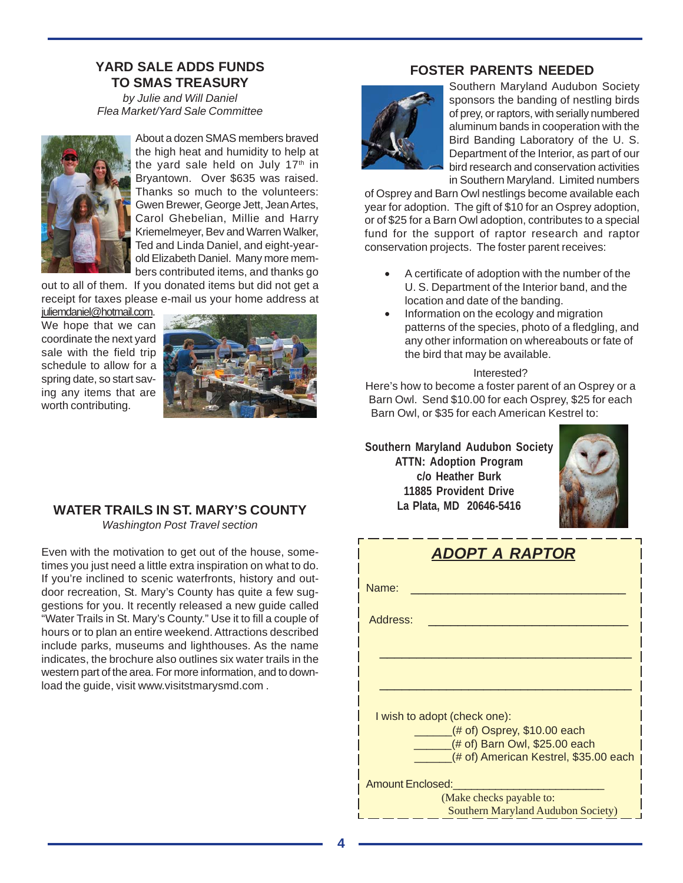## YARD SALE ADDS FUNDS TO SMAS TREASURY

*by Julie and Will Daniel*
*Flea Market/Yard Sale Committee*

About a dozen SMAS members braved the high heat and humidity to help at the yard sale held on July 17th in Bryantown. Over $635 was raised. Thanks so much to the volunteers: Gwen Brewer, George Jett, Jean Artes, Carol Ghebelian, Millie and Harry Kriemelmeyer, Bev and Warren Walker, Ted and Linda Daniel, and eight-year-old Elizabeth Daniel. Many more members contributed items, and thanks go out to all of them. If you donated items but did not get a receipt for taxes please e-mail us your home address at juliemdaniel@hotmail.com.

We hope that we can coordinate the next yard sale with the field trip schedule to allow for a spring date, so start saving any items that are worth contributing.

## WATER TRAILS IN ST. MARY'S COUNTY

*Washington Post Travel section*

Even with the motivation to get out of the house, sometimes you just need a little extra inspiration on what to do. If you're inclined to scenic waterfronts, history and outdoor recreation, St. Mary's County has quite a few suggestions for you. It recently released a new guide called "Water Trails in St. Mary's County." Use it to fill a couple of hours or to plan an entire weekend. Attractions described include parks, museums and lighthouses. As the name indicates, the brochure also outlines six water trails in the western part of the area. For more information, and to download the guide, visit www.visitstmarysmd.com .

## FOSTER PARENTS NEEDED

Southern Maryland Audubon Society sponsors the banding of nestling birds of prey, or raptors, with serially numbered aluminum bands in cooperation with the Bird Banding Laboratory of the U. S. Department of the Interior, as part of our bird research and conservation activities in Southern Maryland. Limited numbers of Osprey and Barn Owl nestlings become available each year for adoption. The gift of $10 for an Osprey adoption, or of $25 for a Barn Owl adoption, contributes to a special fund for the support of raptor research and raptor conservation projects. The foster parent receives:

- A certificate of adoption with the number of the U. S. Department of the Interior band, and the location and date of the banding.
- Information on the ecology and migration patterns of the species, photo of a fledgling, and any other information on whereabouts or fate of the bird that may be available.

Interested?

Here's how to become a foster parent of an Osprey or a Barn Owl. Send $10.00 for each Osprey, $25 for each Barn Owl, or $35 for each American Kestrel to:

**Southern Maryland Audubon Society**
**ATTN: Adoption Program**
**c/o Heather Burk**
**11885 Provident Drive**
**La Plata, MD 20646-5416**

### ADOPT A RAPTOR

Name: ________________________________

Address: ________________________________

________________________________________

________________________________________

I wish to adopt (check one):

______(# of) Osprey, $10.00 each
______(# of) Barn Owl, $25.00 each
______(# of) American Kestrel, $35.00 each

Amount Enclosed:________________________

(Make checks payable to: Southern Maryland Audubon Society)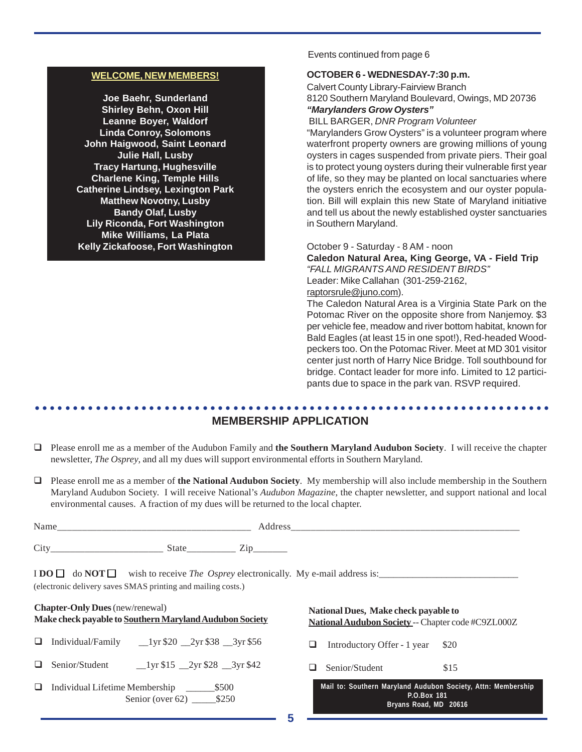## WELCOME, NEW MEMBERS!

**Joe Baehr, Sunderland**
**Shirley Behn, Oxon Hill**
**Leanne Boyer, Waldorf**
**Linda Conroy, Solomons**
**John Haigwood, Saint Leonard**
**Julie Hall, Lusby**
**Tracy Hartung, Hughesville**
**Charlene King, Temple Hills**
**Catherine Lindsey, Lexington Park**
**Matthew Novotny, Lusby**
**Bandy Olaf, Lusby**
**Lily Riconda, Fort Washington**
**Mike Williams, La Plata**
**Kelly Zickafoose, Fort Washington**

Events continued from page 6

**OCTOBER 6 - WEDNESDAY-7:30 p.m.**
Calvert County Library-Fairview Branch
8120 Southern Maryland Boulevard, Owings, MD 20736
***"Marylanders Grow Oysters"***
BILL BARGER, *DNR Program Volunteer*
"Marylanders Grow Oysters" is a volunteer program where waterfront property owners are growing millions of young oysters in cages suspended from private piers. Their goal is to protect young oysters during their vulnerable first year of life, so they may be planted on local sanctuaries where the oysters enrich the ecosystem and our oyster population. Bill will explain this new State of Maryland initiative and tell us about the newly established oyster sanctuaries in Southern Maryland.

October 9 - Saturday - 8 AM - noon
**Caledon Natural Area, King George, VA - Field Trip**
*"FALL MIGRANTS AND RESIDENT BIRDS"*
Leader: Mike Callahan (301-259-2162, raptorsrule@juno.com).
The Caledon Natural Area is a Virginia State Park on the Potomac River on the opposite shore from Nanjemoy. $3 per vehicle fee, meadow and river bottom habitat, known for Bald Eagles (at least 15 in one spot!), Red-headed Woodpeckers too. On the Potomac River. Meet at MD 301 visitor center just north of Harry Nice Bridge. Toll southbound for bridge. Contact leader for more info. Limited to 12 participants due to space in the park van. RSVP required.

## MEMBERSHIP APPLICATION

- ☐ Please enroll me as a member of the Audubon Family and **the Southern Maryland Audubon Society**. I will receive the chapter newsletter, *The Osprey*, and all my dues will support environmental efforts in Southern Maryland.
- ☐ Please enroll me as a member of **the National Audubon Society**. My membership will also include membership in the Southern Maryland Audubon Society. I will receive National's *Audubon Magazine*, the chapter newsletter, and support national and local environmental causes. A fraction of my dues will be returned to the local chapter.

Name_______________________________________ Address_______________________________________________

City______________________ State__________ Zip_______

I **DO** ☐ do **NOT** ☐ wish to receive *The Osprey* electronically. My e-mail address is:____________________________
(electronic delivery saves SMAS printing and mailing costs.)

**Chapter-Only Dues** (new/renewal)
**Make check payable to Southern Maryland Audubon Society**

- ☐ Individual/Family __1yr $20 __2yr $38 __3yr $56
- ☐ Senior/Student __1yr $15 __2yr $28 __3yr $42
- ☐ Individual Lifetime Membership ______$500
  Senior (over 62) _____$250

**National Dues, Make check payable to**
**National Audubon Society** -- Chapter code #C9ZL000Z

- ☐ Introductory Offer - 1 year $20
- ☐ Senior/Student $15

**Mail to: Southern Maryland Audubon Society, Attn: Membership**
**P.O.Box 181**
**Bryans Road, MD 20616**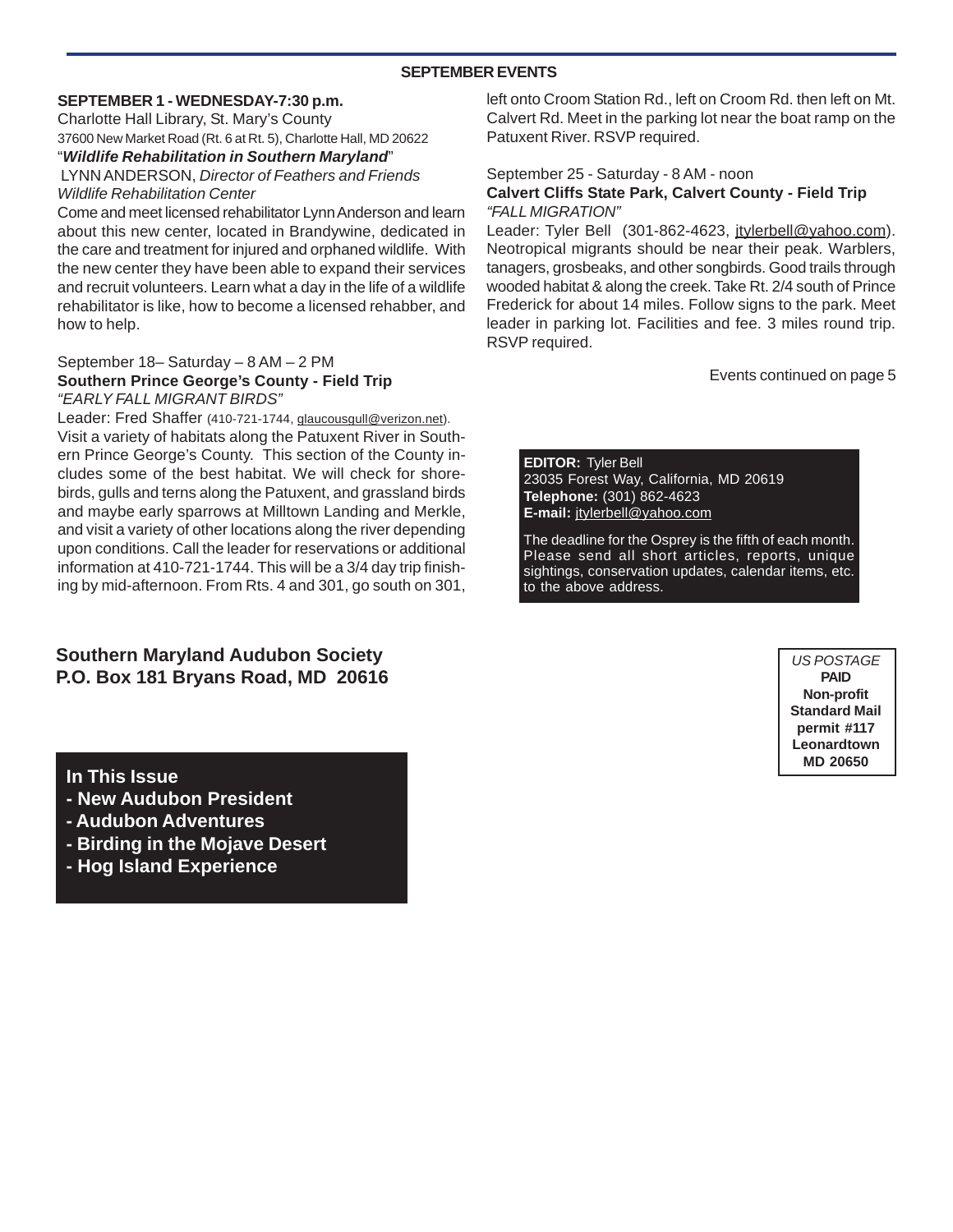## SEPTEMBER EVENTS

**SEPTEMBER 1 - WEDNESDAY-7:30 p.m.**
Charlotte Hall Library, St. Mary's County
37600 New Market Road (Rt. 6 at Rt. 5), Charlotte Hall, MD 20622
"***Wildlife Rehabilitation in Southern Maryland***"
LYNN ANDERSON, *Director of Feathers and Friends Wildlife Rehabilitation Center*
Come and meet licensed rehabilitator Lynn Anderson and learn about this new center, located in Brandywine, dedicated in the care and treatment for injured and orphaned wildlife. With the new center they have been able to expand their services and recruit volunteers. Learn what a day in the life of a wildlife rehabilitator is like, how to become a licensed rehabber, and how to help.

September 18– Saturday – 8 AM – 2 PM
**Southern Prince George's County - Field Trip**
*"EARLY FALL MIGRANT BIRDS"*
Leader: Fred Shaffer (410-721-1744, glaucousgull@verizon.net).
Visit a variety of habitats along the Patuxent River in Southern Prince George's County. This section of the County includes some of the best habitat. We will check for shorebirds, gulls and terns along the Patuxent, and grassland birds and maybe early sparrows at Milltown Landing and Merkle, and visit a variety of other locations along the river depending upon conditions. Call the leader for reservations or additional information at 410-721-1744. This will be a 3/4 day trip finishing by mid-afternoon. From Rts. 4 and 301, go south on 301, left onto Croom Station Rd., left on Croom Rd. then left on Mt. Calvert Rd. Meet in the parking lot near the boat ramp on the Patuxent River. RSVP required.

September 25 - Saturday - 8 AM - noon
**Calvert Cliffs State Park, Calvert County - Field Trip**
*"FALL MIGRATION"*
Leader: Tyler Bell (301-862-4623, jtylerbell@yahoo.com). Neotropical migrants should be near their peak. Warblers, tanagers, grosbeaks, and other songbirds. Good trails through wooded habitat & along the creek. Take Rt. 2/4 south of Prince Frederick for about 14 miles. Follow signs to the park. Meet leader in parking lot. Facilities and fee. 3 miles round trip. RSVP required.

Events continued on page 5

**EDITOR:** Tyler Bell
23035 Forest Way, California, MD 20619
**Telephone:** (301) 862-4623
**E-mail:** jtylerbell@yahoo.com

The deadline for the Osprey is the fifth of each month. Please send all short articles, reports, unique sightings, conservation updates, calendar items, etc. to the above address.

**Southern Maryland Audubon Society**
**P.O. Box 181 Bryans Road, MD 20616**

*US POSTAGE*
**PAID**
**Non-profit**
**Standard Mail**
**permit #117**
**Leonardtown**
**MD 20650**

**In This Issue**
- **New Audubon President**
- **Audubon Adventures**
- **Birding in the Mojave Desert**
- **Hog Island Experience**